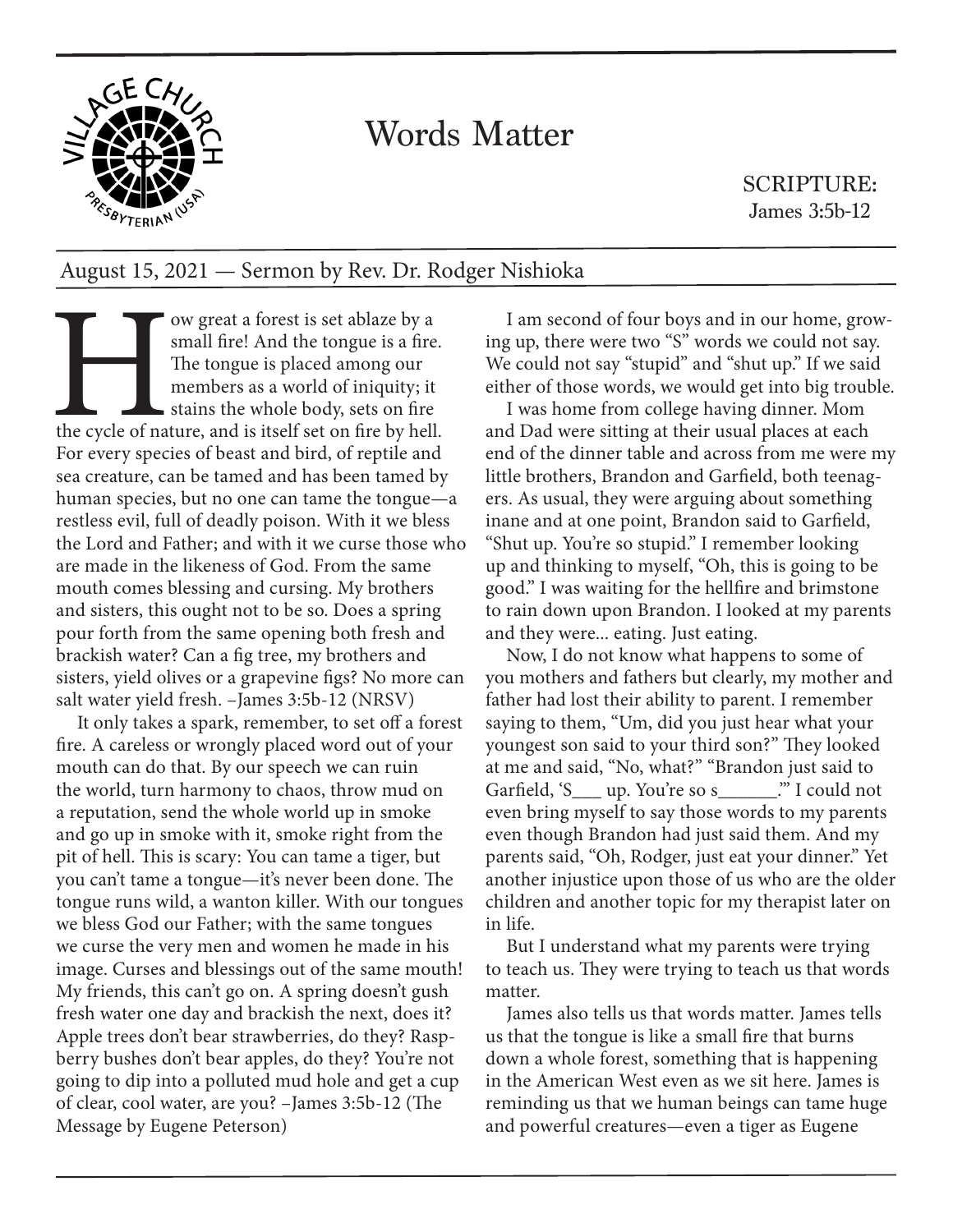# Words Matter

SCRIPTURE:
James 3:5b-12

August 15, 2021 — Sermon by Rev. Dr. Rodger Nishioka

How great a forest is set ablaze by a small fire! And the tongue is a fire. The tongue is placed among our members as a world of iniquity; it stains the whole body, sets on fire the cycle of nature, and is itself set on fire by hell. For every species of beast and bird, of reptile and sea creature, can be tamed and has been tamed by human species, but no one can tame the tongue—a restless evil, full of deadly poison. With it we bless the Lord and Father; and with it we curse those who are made in the likeness of God. From the same mouth comes blessing and cursing. My brothers and sisters, this ought not to be so. Does a spring pour forth from the same opening both fresh and brackish water? Can a fig tree, my brothers and sisters, yield olives or a grapevine figs? No more can salt water yield fresh. –James 3:5b-12 (NRSV)

It only takes a spark, remember, to set off a forest fire. A careless or wrongly placed word out of your mouth can do that. By our speech we can ruin the world, turn harmony to chaos, throw mud on a reputation, send the whole world up in smoke and go up in smoke with it, smoke right from the pit of hell. This is scary: You can tame a tiger, but you can't tame a tongue—it's never been done. The tongue runs wild, a wanton killer. With our tongues we bless God our Father; with the same tongues we curse the very men and women he made in his image. Curses and blessings out of the same mouth! My friends, this can't go on. A spring doesn't gush fresh water one day and brackish the next, does it? Apple trees don't bear strawberries, do they? Raspberry bushes don't bear apples, do they? You're not going to dip into a polluted mud hole and get a cup of clear, cool water, are you? –James 3:5b-12 (The Message by Eugene Peterson)

I am second of four boys and in our home, growing up, there were two "S" words we could not say. We could not say "stupid" and "shut up." If we said either of those words, we would get into big trouble.

I was home from college having dinner. Mom and Dad were sitting at their usual places at each end of the dinner table and across from me were my little brothers, Brandon and Garfield, both teenagers. As usual, they were arguing about something inane and at one point, Brandon said to Garfield, "Shut up. You're so stupid." I remember looking up and thinking to myself, "Oh, this is going to be good." I was waiting for the hellfire and brimstone to rain down upon Brandon. I looked at my parents and they were... eating. Just eating.

Now, I do not know what happens to some of you mothers and fathers but clearly, my mother and father had lost their ability to parent. I remember saying to them, "Um, did you just hear what your youngest son said to your third son?" They looked at me and said, "No, what?" "Brandon just said to Garfield, 'S___ up. You're so s______.'" I could not even bring myself to say those words to my parents even though Brandon had just said them. And my parents said, "Oh, Rodger, just eat your dinner." Yet another injustice upon those of us who are the older children and another topic for my therapist later on in life.

But I understand what my parents were trying to teach us. They were trying to teach us that words matter.

James also tells us that words matter. James tells us that the tongue is like a small fire that burns down a whole forest, something that is happening in the American West even as we sit here. James is reminding us that we human beings can tame huge and powerful creatures—even a tiger as Eugene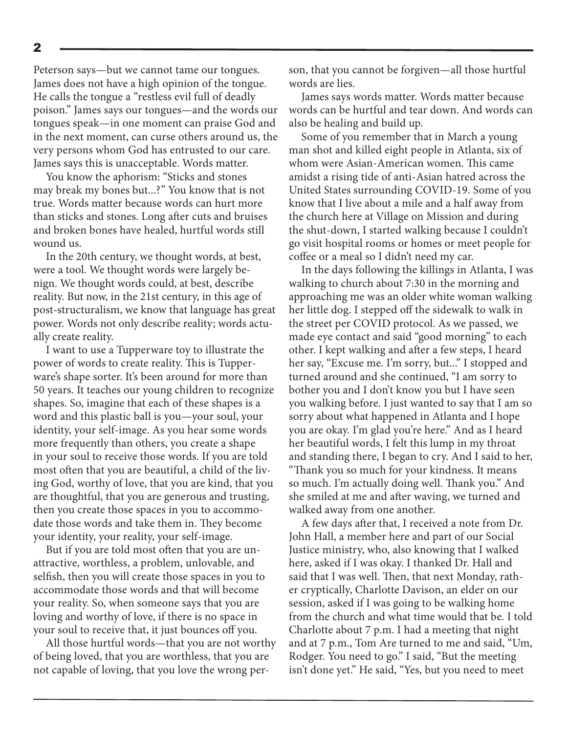Peterson says—but we cannot tame our tongues. James does not have a high opinion of the tongue. He calls the tongue a "restless evil full of deadly poison." James says our tongues—and the words our tongues speak—in one moment can praise God and in the next moment, can curse others around us, the very persons whom God has entrusted to our care. James says this is unacceptable. Words matter.

You know the aphorism: "Sticks and stones may break my bones but...?" You know that is not true. Words matter because words can hurt more than sticks and stones. Long after cuts and bruises and broken bones have healed, hurtful words still wound us.

In the 20th century, we thought words, at best, were a tool. We thought words were largely benign. We thought words could, at best, describe reality. But now, in the 21st century, in this age of post-structuralism, we know that language has great power. Words not only describe reality; words actually create reality.

I want to use a Tupperware toy to illustrate the power of words to create reality. This is Tupperware's shape sorter. It's been around for more than 50 years. It teaches our young children to recognize shapes. So, imagine that each of these shapes is a word and this plastic ball is you—your soul, your identity, your self-image. As you hear some words more frequently than others, you create a shape in your soul to receive those words. If you are told most often that you are beautiful, a child of the living God, worthy of love, that you are kind, that you are thoughtful, that you are generous and trusting, then you create those spaces in you to accommodate those words and take them in. They become your identity, your reality, your self-image.

But if you are told most often that you are unattractive, worthless, a problem, unlovable, and selfish, then you will create those spaces in you to accommodate those words and that will become your reality. So, when someone says that you are loving and worthy of love, if there is no space in your soul to receive that, it just bounces off you.

All those hurtful words—that you are not worthy of being loved, that you are worthless, that you are not capable of loving, that you love the wrong person, that you cannot be forgiven—all those hurtful words are lies.

James says words matter. Words matter because words can be hurtful and tear down. And words can also be healing and build up.

Some of you remember that in March a young man shot and killed eight people in Atlanta, six of whom were Asian-American women. This came amidst a rising tide of anti-Asian hatred across the United States surrounding COVID-19. Some of you know that I live about a mile and a half away from the church here at Village on Mission and during the shut-down, I started walking because I couldn't go visit hospital rooms or homes or meet people for coffee or a meal so I didn't need my car.

In the days following the killings in Atlanta, I was walking to church about 7:30 in the morning and approaching me was an older white woman walking her little dog. I stepped off the sidewalk to walk in the street per COVID protocol. As we passed, we made eye contact and said "good morning" to each other. I kept walking and after a few steps, I heard her say, "Excuse me. I'm sorry, but..." I stopped and turned around and she continued, "I am sorry to bother you and I don't know you but I have seen you walking before. I just wanted to say that I am so sorry about what happened in Atlanta and I hope you are okay. I'm glad you're here." And as I heard her beautiful words, I felt this lump in my throat and standing there, I began to cry. And I said to her, "Thank you so much for your kindness. It means so much. I'm actually doing well. Thank you." And she smiled at me and after waving, we turned and walked away from one another.

A few days after that, I received a note from Dr. John Hall, a member here and part of our Social Justice ministry, who, also knowing that I walked here, asked if I was okay. I thanked Dr. Hall and said that I was well. Then, that next Monday, rather cryptically, Charlotte Davison, an elder on our session, asked if I was going to be walking home from the church and what time would that be. I told Charlotte about 7 p.m. I had a meeting that night and at 7 p.m., Tom Are turned to me and said, "Um, Rodger. You need to go." I said, "But the meeting isn't done yet." He said, "Yes, but you need to meet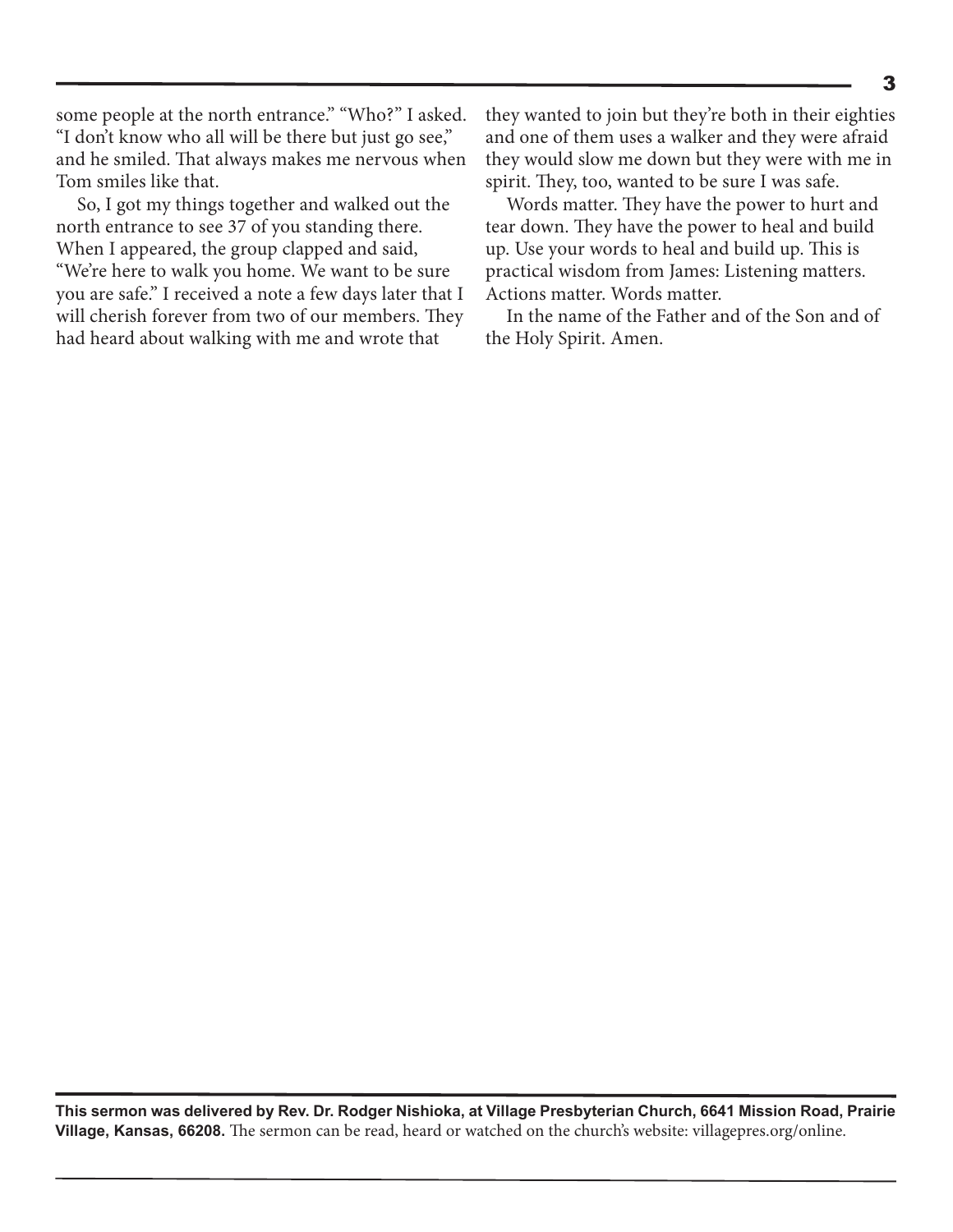some people at the north entrance." "Who?" I asked. "I don't know who all will be there but just go see," and he smiled. That always makes me nervous when Tom smiles like that.

So, I got my things together and walked out the north entrance to see 37 of you standing there. When I appeared, the group clapped and said, "We're here to walk you home. We want to be sure you are safe." I received a note a few days later that I will cherish forever from two of our members. They had heard about walking with me and wrote that they wanted to join but they're both in their eighties and one of them uses a walker and they were afraid they would slow me down but they were with me in spirit. They, too, wanted to be sure I was safe.

Words matter. They have the power to hurt and tear down. They have the power to heal and build up. Use your words to heal and build up. This is practical wisdom from James: Listening matters. Actions matter. Words matter.

In the name of the Father and of the Son and of the Holy Spirit. Amen.

**This sermon was delivered by Rev. Dr. Rodger Nishioka, at Village Presbyterian Church, 6641 Mission Road, Prairie Village, Kansas, 66208.** The sermon can be read, heard or watched on the church's website: villagepres.org/online.